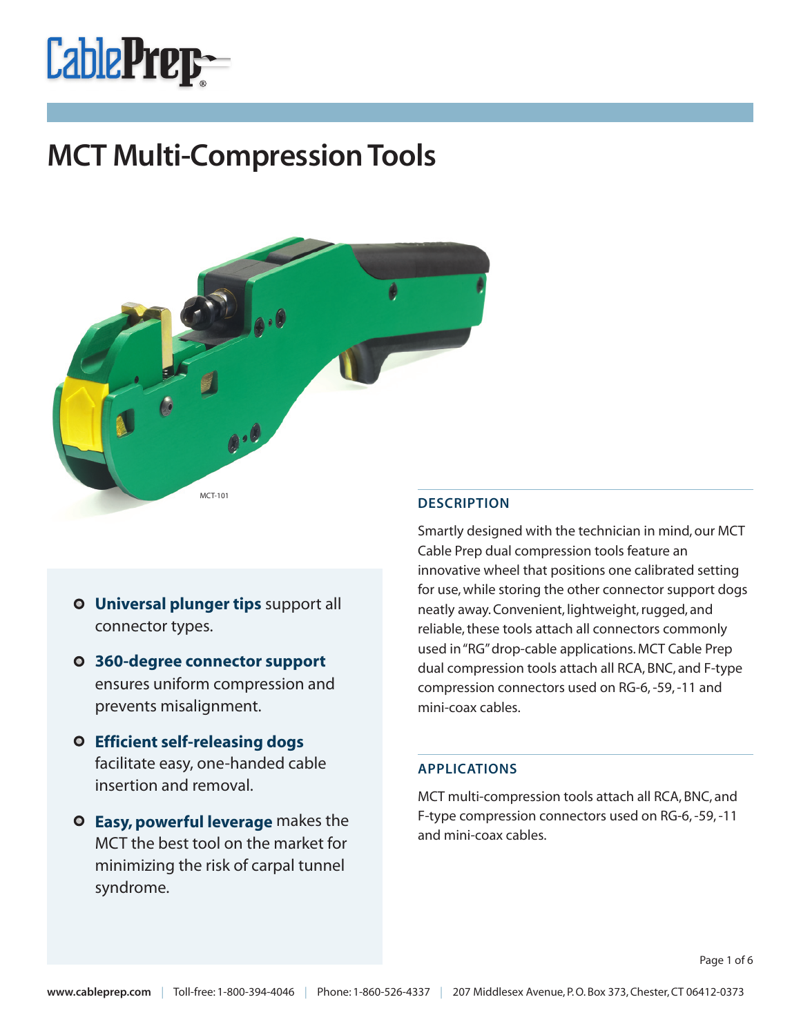CablePrep®

# MCT Multi-Compression Tools

MCT-101

- **Universal plunger tips** support all connector types.
- **360-degree connector support** ensures uniform compression and prevents misalignment.
- **Efficient self-releasing dogs** facilitate easy, one-handed cable insertion and removal.
- **Easy, powerful leverage** makes the MCT the best tool on the market for minimizing the risk of carpal tunnel syndrome.

## DESCRIPTION

Smartly designed with the technician in mind, our MCT Cable Prep dual compression tools feature an innovative wheel that positions one calibrated setting for use, while storing the other connector support dogs neatly away. Convenient, lightweight, rugged, and reliable, these tools attach all connectors commonly used in "RG" drop-cable applications. MCT Cable Prep dual compression tools attach all RCA, BNC, and F-type compression connectors used on RG-6, -59, -11 and mini-coax cables.

## APPLICATIONS

MCT multi-compression tools attach all RCA, BNC, and F-type compression connectors used on RG-6, -59, -11 and mini-coax cables.

www.cableprep.com | Toll-free: 1-800-394-4046 | Phone: 1-860-526-4337 | 207 Middlesex Avenue, P. O. Box 373, Chester, CT 06412-0373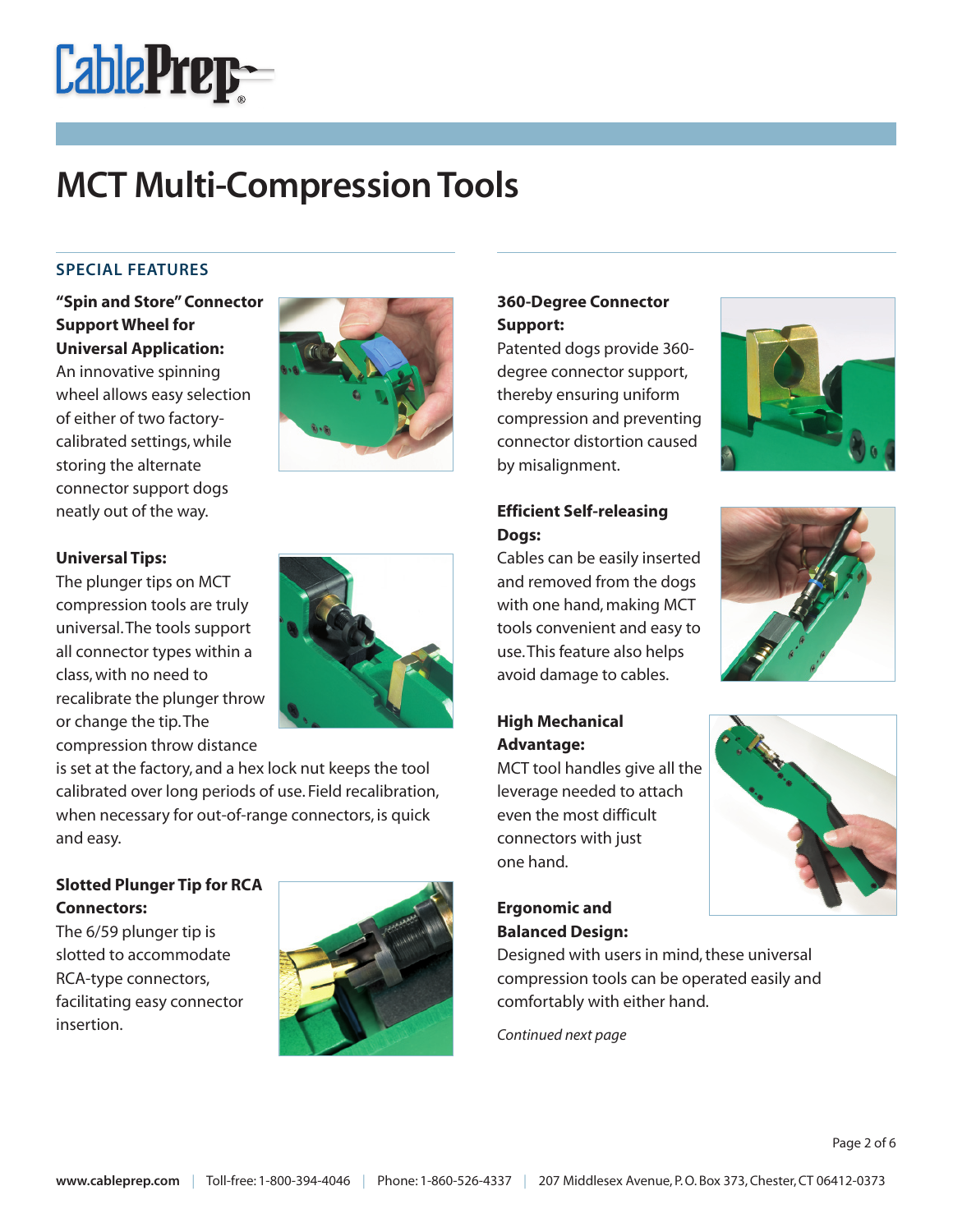# MCT Multi-Compression Tools

## SPECIAL FEATURES

**"Spin and Store" Connector Support Wheel for Universal Application:**
An innovative spinning wheel allows easy selection of either of two factory-calibrated settings, while storing the alternate connector support dogs neatly out of the way.

**Universal Tips:**
The plunger tips on MCT compression tools are truly universal. The tools support all connector types within a class, with no need to recalibrate the plunger throw or change the tip. The compression throw distance is set at the factory, and a hex lock nut keeps the tool calibrated over long periods of use. Field recalibration, when necessary for out-of-range connectors, is quick and easy.

**Slotted Plunger Tip for RCA Connectors:**
The 6/59 plunger tip is slotted to accommodate RCA-type connectors, facilitating easy connector insertion.

**360-Degree Connector Support:**
Patented dogs provide 360-degree connector support, thereby ensuring uniform compression and preventing connector distortion caused by misalignment.

**Efficient Self-releasing Dogs:**
Cables can be easily inserted and removed from the dogs with one hand, making MCT tools convenient and easy to use. This feature also helps avoid damage to cables.

**High Mechanical Advantage:**
MCT tool handles give all the leverage needed to attach even the most difficult connectors with just one hand.

**Ergonomic and Balanced Design:**
Designed with users in mind, these universal compression tools can be operated easily and comfortably with either hand.

*Continued next page*

www.cableprep.com | Toll-free: 1-800-394-4046 | Phone: 1-860-526-4337 | 207 Middlesex Avenue, P. O. Box 373, Chester, CT 06412-0373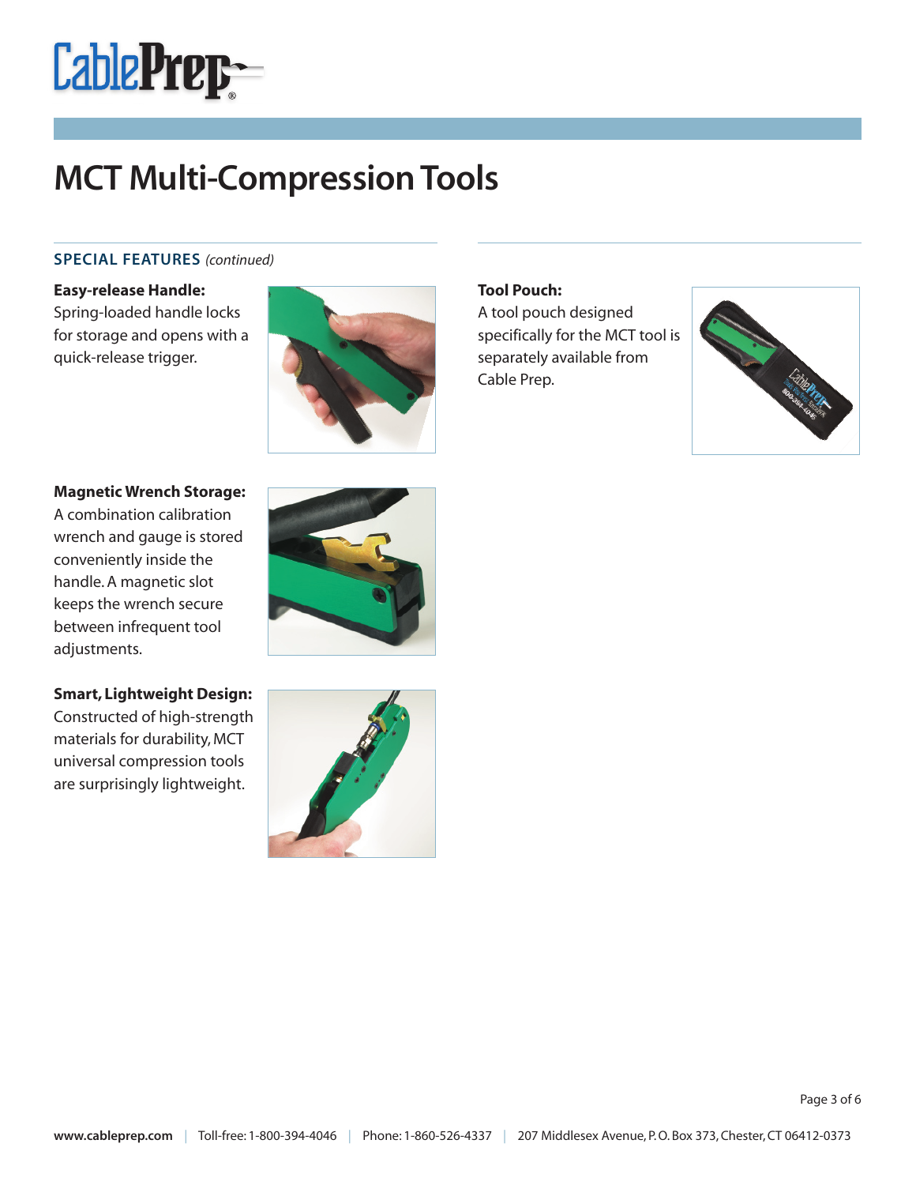# MCT Multi-Compression Tools

## SPECIAL FEATURES *(continued)*

**Easy-release Handle:**
Spring-loaded handle locks for storage and opens with a quick-release trigger.

**Magnetic Wrench Storage:**
A combination calibration wrench and gauge is stored conveniently inside the handle. A magnetic slot keeps the wrench secure between infrequent tool adjustments.

**Smart, Lightweight Design:**
Constructed of high-strength materials for durability, MCT universal compression tools are surprisingly lightweight.

**Tool Pouch:**
A tool pouch designed specifically for the MCT tool is separately available from Cable Prep.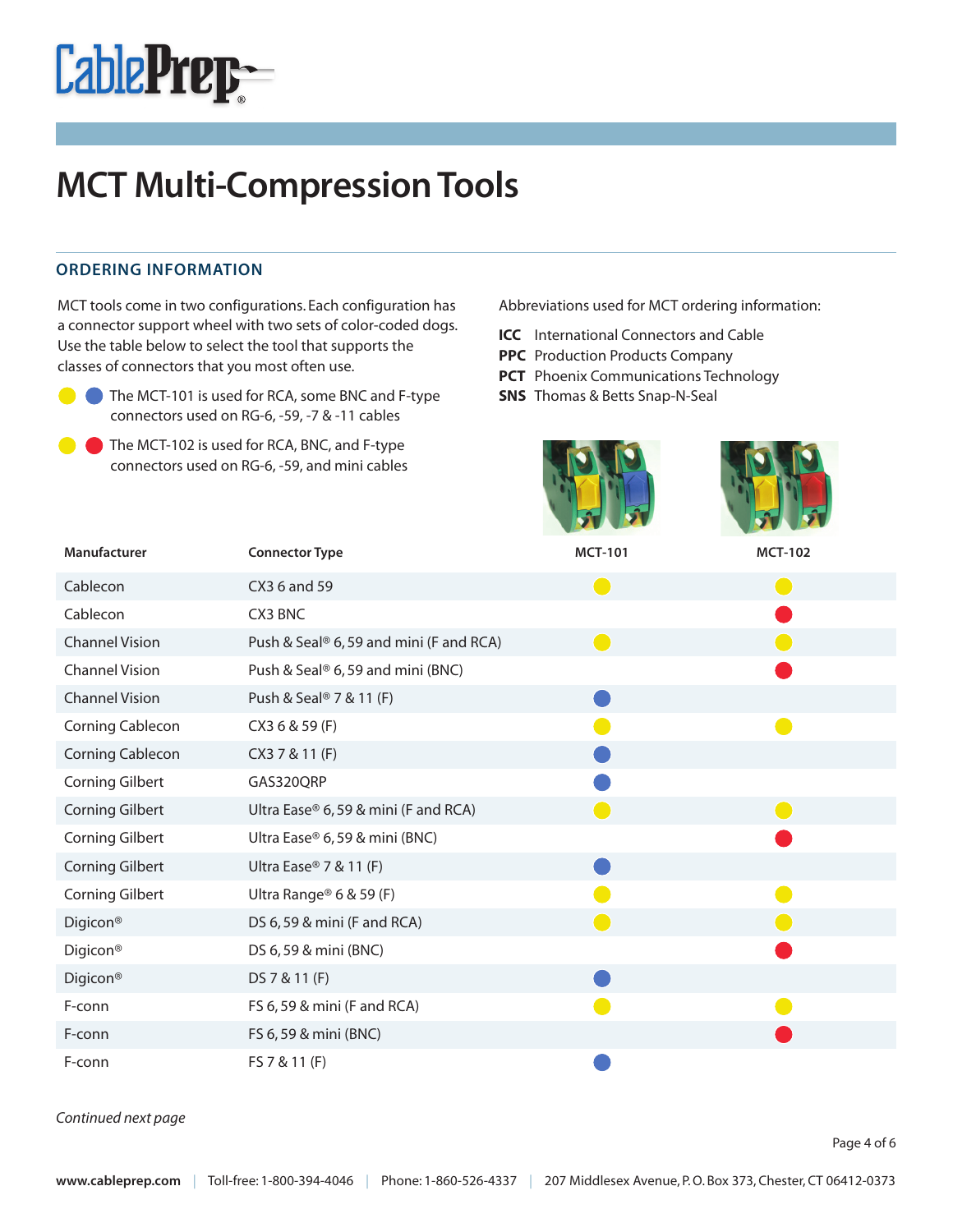# MCT Multi-Compression Tools

## ORDERING INFORMATION

MCT tools come in two configurations. Each configuration has a connector support wheel with two sets of color-coded dogs. Use the table below to select the tool that supports the classes of connectors that you most often use.

- (Yellow, Blue) The MCT-101 is used for RCA, some BNC and F-type connectors used on RG-6, -59, -7 & -11 cables
- (Yellow, Red) The MCT-102 is used for RCA, BNC, and F-type connectors used on RG-6, -59, and mini cables

Abbreviations used for MCT ordering information:

**ICC** International Connectors and Cable
**PPC** Production Products Company
**PCT** Phoenix Communications Technology
**SNS** Thomas & Betts Snap-N-Seal

| Manufacturer | Connector Type | MCT-101 | MCT-102 |
|---|---|---|---|
| Cablecon | CX3 6 and 59 | Yellow | Yellow |
| Cablecon | CX3 BNC | | Red |
| Channel Vision | Push & Seal® 6, 59 and mini (F and RCA) | Yellow | Yellow |
| Channel Vision | Push & Seal® 6, 59 and mini (BNC) | | Red |
| Channel Vision | Push & Seal® 7 & 11 (F) | Blue | |
| Corning Cablecon | CX3 6 & 59 (F) | Yellow | Yellow |
| Corning Cablecon | CX3 7 & 11 (F) | Blue | |
| Corning Gilbert | GAS320QRP | Blue | |
| Corning Gilbert | Ultra Ease® 6, 59 & mini (F and RCA) | Yellow | Yellow |
| Corning Gilbert | Ultra Ease® 6, 59 & mini (BNC) | | Red |
| Corning Gilbert | Ultra Ease® 7 & 11 (F) | Blue | |
| Corning Gilbert | Ultra Range® 6 & 59 (F) | Yellow | Yellow |
| Digicon® | DS 6, 59 & mini (F and RCA) | Yellow | Yellow |
| Digicon® | DS 6, 59 & mini (BNC) | | Red |
| Digicon® | DS 7 & 11 (F) | Blue | |
| F-conn | FS 6, 59 & mini (F and RCA) | Yellow | Yellow |
| F-conn | FS 6, 59 & mini (BNC) | | Red |
| F-conn | FS 7 & 11 (F) | Blue | |

*Continued next page*

**www.cableprep.com** | Toll-free: 1-800-394-4046 | Phone: 1-860-526-4337 | 207 Middlesex Avenue, P. O. Box 373, Chester, CT 06412-0373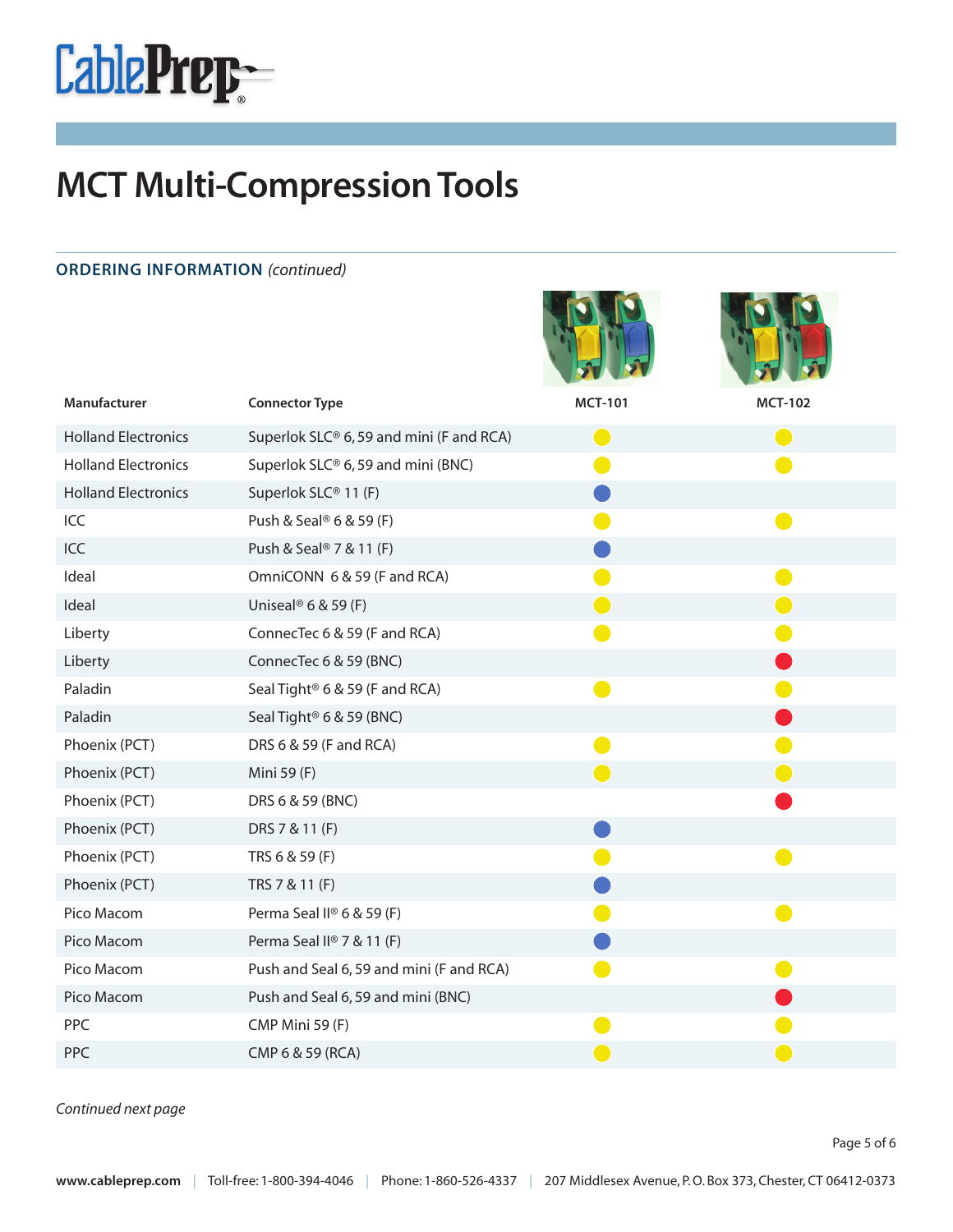# MCT Multi-Compression Tools

## ORDERING INFORMATION *(continued)*

| Manufacturer | Connector Type | MCT-101 | MCT-102 |
|---|---|---|---|
| Holland Electronics | Superlok SLC® 6, 59 and mini (F and RCA) | ● (yellow) | ● (yellow) |
| Holland Electronics | Superlok SLC® 6, 59 and mini (BNC) | ● (yellow) | ● (yellow) |
| Holland Electronics | Superlok SLC® 11 (F) | ● (blue) | |
| ICC | Push & Seal® 6 & 59 (F) | ● (yellow) | ● (yellow) |
| ICC | Push & Seal® 7 & 11 (F) | ● (blue) | |
| Ideal | OmniCONN 6 & 59 (F and RCA) | ● (yellow) | ● (yellow) |
| Ideal | Uniseal® 6 & 59 (F) | ● (yellow) | ● (yellow) |
| Liberty | ConnecTec 6 & 59 (F and RCA) | ● (yellow) | ● (yellow) |
| Liberty | ConnecTec 6 & 59 (BNC) | | ● (red) |
| Paladin | Seal Tight® 6 & 59 (F and RCA) | ● (yellow) | ● (yellow) |
| Paladin | Seal Tight® 6 & 59 (BNC) | | ● (red) |
| Phoenix (PCT) | DRS 6 & 59 (F and RCA) | ● (yellow) | ● (yellow) |
| Phoenix (PCT) | Mini 59 (F) | ● (yellow) | ● (yellow) |
| Phoenix (PCT) | DRS 6 & 59 (BNC) | | ● (red) |
| Phoenix (PCT) | DRS 7 & 11 (F) | ● (blue) | |
| Phoenix (PCT) | TRS 6 & 59 (F) | ● (yellow) | ● (yellow) |
| Phoenix (PCT) | TRS 7 & 11 (F) | ● (blue) | |
| Pico Macom | Perma Seal II® 6 & 59 (F) | ● (yellow) | ● (yellow) |
| Pico Macom | Perma Seal II® 7 & 11 (F) | ● (blue) | |
| Pico Macom | Push and Seal 6, 59 and mini (F and RCA) | ● (yellow) | ● (yellow) |
| Pico Macom | Push and Seal 6, 59 and mini (BNC) | | ● (red) |
| PPC | CMP Mini 59 (F) | ● (yellow) | ● (yellow) |
| PPC | CMP 6 & 59 (RCA) | ● (yellow) | ● (yellow) |

*Continued next page*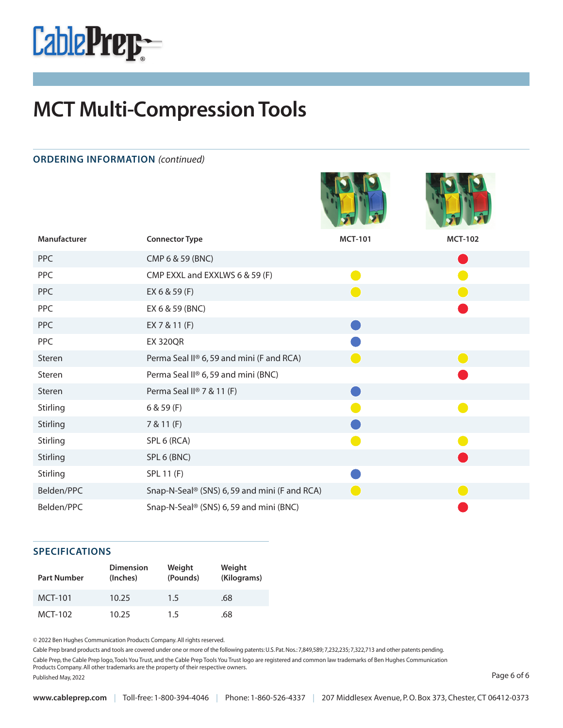# MCT Multi-Compression Tools

## ORDERING INFORMATION *(continued)*

| Manufacturer | Connector Type | MCT-101 | MCT-102 |
|---|---|---|---|
| PPC | CMP 6 & 59 (BNC) | | Red |
| PPC | CMP EXXL and EXXLWS 6 & 59 (F) | Yellow | Yellow |
| PPC | EX 6 & 59 (F) | Yellow | Yellow |
| PPC | EX 6 & 59 (BNC) | | Red |
| PPC | EX 7 & 11 (F) | Blue | |
| PPC | EX 320QR | Blue | |
| Steren | Perma Seal II® 6, 59 and mini (F and RCA) | Yellow | Yellow |
| Steren | Perma Seal II® 6, 59 and mini (BNC) | | Red |
| Steren | Perma Seal II® 7 & 11 (F) | Blue | |
| Stirling | 6 & 59 (F) | Yellow | Yellow |
| Stirling | 7 & 11 (F) | Blue | |
| Stirling | SPL 6 (RCA) | Yellow | Yellow |
| Stirling | SPL 6 (BNC) | | Red |
| Stirling | SPL 11 (F) | Blue | |
| Belden/PPC | Snap-N-Seal® (SNS) 6, 59 and mini (F and RCA) | Yellow | Yellow |
| Belden/PPC | Snap-N-Seal® (SNS) 6, 59 and mini (BNC) | | Red |

## SPECIFICATIONS

| Part Number | Dimension (Inches) | Weight (Pounds) | Weight (Kilograms) |
|---|---|---|---|
| MCT-101 | 10.25 | 1.5 | .68 |
| MCT-102 | 10.25 | 1.5 | .68 |

© 2022 Ben Hughes Communication Products Company. All rights reserved.

Cable Prep brand products and tools are covered under one or more of the following patents: U.S. Pat. Nos.: 7,849,589; 7,232,235; 7,322,713 and other patents pending.

Cable Prep, the Cable Prep logo, Tools You Trust, and the Cable Prep Tools You Trust logo are registered and common law trademarks of Ben Hughes Communication Products Company. All other trademarks are the property of their respective owners.

Published May, 2022

www.cableprep.com | Toll-free: 1-800-394-4046 | Phone: 1-860-526-4337 | 207 Middlesex Avenue, P. O. Box 373, Chester, CT 06412-0373